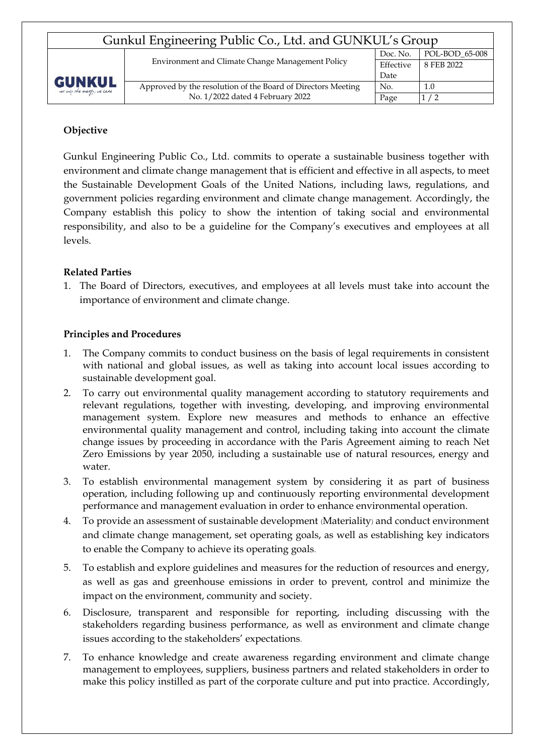| Gunkul Engineering Public Co., Ltd. and GUNKUL's Group | | | |
|---|---|---|---|
| GUNKUL | Environment and Climate Change Management Policy | Doc. No. | POL-BOD_65-008 |
| | | Effective Date | 8 FEB 2022 |
| | Approved by the resolution of the Board of Directors Meeting No. 1/2022 dated 4 February 2022 | No. | 1.0 |
| | | Page | 1 / 2 |

**Objective**

Gunkul Engineering Public Co., Ltd. commits to operate a sustainable business together with environment and climate change management that is efficient and effective in all aspects, to meet the Sustainable Development Goals of the United Nations, including laws, regulations, and government policies regarding environment and climate change management. Accordingly, the Company establish this policy to show the intention of taking social and environmental responsibility, and also to be a guideline for the Company's executives and employees at all levels.

**Related Parties**

1. The Board of Directors, executives, and employees at all levels must take into account the importance of environment and climate change.

**Principles and Procedures**

1. The Company commits to conduct business on the basis of legal requirements in consistent with national and global issues, as well as taking into account local issues according to sustainable development goal.
2. To carry out environmental quality management according to statutory requirements and relevant regulations, together with investing, developing, and improving environmental management system. Explore new measures and methods to enhance an effective environmental quality management and control, including taking into account the climate change issues by proceeding in accordance with the Paris Agreement aiming to reach Net Zero Emissions by year 2050, including a sustainable use of natural resources, energy and water.
3. To establish environmental management system by considering it as part of business operation, including following up and continuously reporting environmental development performance and management evaluation in order to enhance environmental operation.
4. To provide an assessment of sustainable development (Materiality) and conduct environment and climate change management, set operating goals, as well as establishing key indicators to enable the Company to achieve its operating goals.
5. To establish and explore guidelines and measures for the reduction of resources and energy, as well as gas and greenhouse emissions in order to prevent, control and minimize the impact on the environment, community and society.
6. Disclosure, transparent and responsible for reporting, including discussing with the stakeholders regarding business performance, as well as environment and climate change issues according to the stakeholders' expectations.
7. To enhance knowledge and create awareness regarding environment and climate change management to employees, suppliers, business partners and related stakeholders in order to make this policy instilled as part of the corporate culture and put into practice. Accordingly,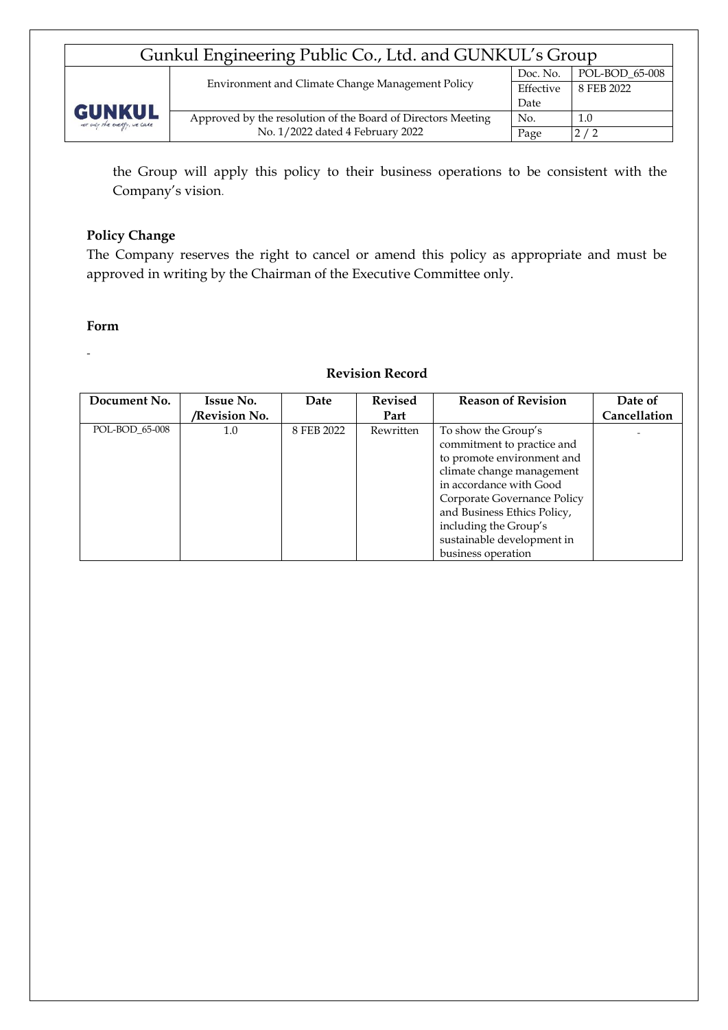the Group will apply this policy to their business operations to be consistent with the Company's vision.

**Policy Change**

The Company reserves the right to cancel or amend this policy as appropriate and must be approved in writing by the Chairman of the Executive Committee only.

**Form**

-

**Revision Record**

| Document No. | Issue No. /Revision No. | Date | Revised Part | Reason of Revision | Date of Cancellation |
|---|---|---|---|---|---|
| POL-BOD_65-008 | 1.0 | 8 FEB 2022 | Rewritten | To show the Group's commitment to practice and to promote environment and climate change management in accordance with Good Corporate Governance Policy and Business Ethics Policy, including the Group's sustainable development in business operation | - |